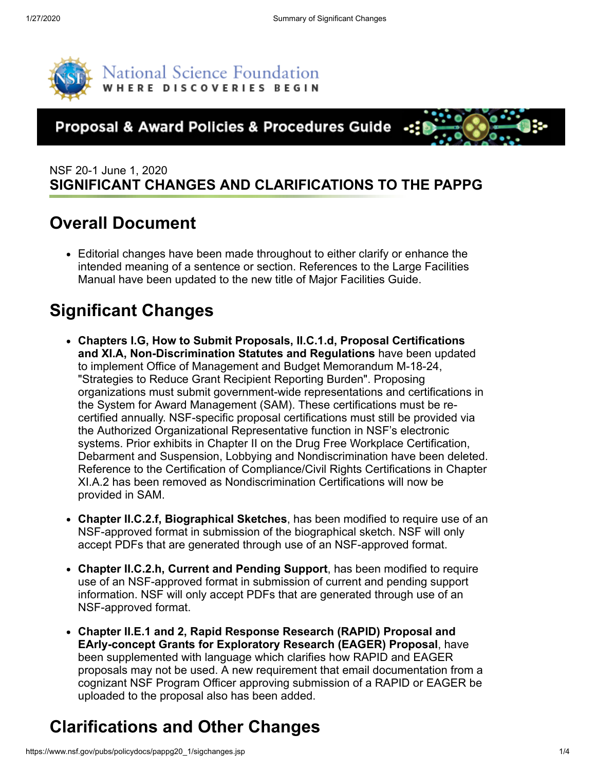National Science Foundation
WHERE DISCOVERIES BEGIN

**Proposal & Award Policies & Procedures Guide**

NSF 20-1 June 1, 2020

**SIGNIFICANT CHANGES AND CLARIFICATIONS TO THE PAPPG**

## Overall Document

- Editorial changes have been made throughout to either clarify or enhance the intended meaning of a sentence or section. References to the Large Facilities Manual have been updated to the new title of Major Facilities Guide.

## Significant Changes

- **Chapters I.G, How to Submit Proposals, II.C.1.d, Proposal Certifications and XI.A, Non-Discrimination Statutes and Regulations** have been updated to implement Office of Management and Budget Memorandum M-18-24, "Strategies to Reduce Grant Recipient Reporting Burden". Proposing organizations must submit government-wide representations and certifications in the System for Award Management (SAM). These certifications must be re-certified annually. NSF-specific proposal certifications must still be provided via the Authorized Organizational Representative function in NSF's electronic systems. Prior exhibits in Chapter II on the Drug Free Workplace Certification, Debarment and Suspension, Lobbying and Nondiscrimination have been deleted. Reference to the Certification of Compliance/Civil Rights Certifications in Chapter XI.A.2 has been removed as Nondiscrimination Certifications will now be provided in SAM.

- **Chapter II.C.2.f, Biographical Sketches**, has been modified to require use of an NSF-approved format in submission of the biographical sketch. NSF will only accept PDFs that are generated through use of an NSF-approved format.

- **Chapter II.C.2.h, Current and Pending Support**, has been modified to require use of an NSF-approved format in submission of current and pending support information. NSF will only accept PDFs that are generated through use of an NSF-approved format.

- **Chapter II.E.1 and 2, Rapid Response Research (RAPID) Proposal and EArly-concept Grants for Exploratory Research (EAGER) Proposal**, have been supplemented with language which clarifies how RAPID and EAGER proposals may not be used. A new requirement that email documentation from a cognizant NSF Program Officer approving submission of a RAPID or EAGER be uploaded to the proposal also has been added.

## Clarifications and Other Changes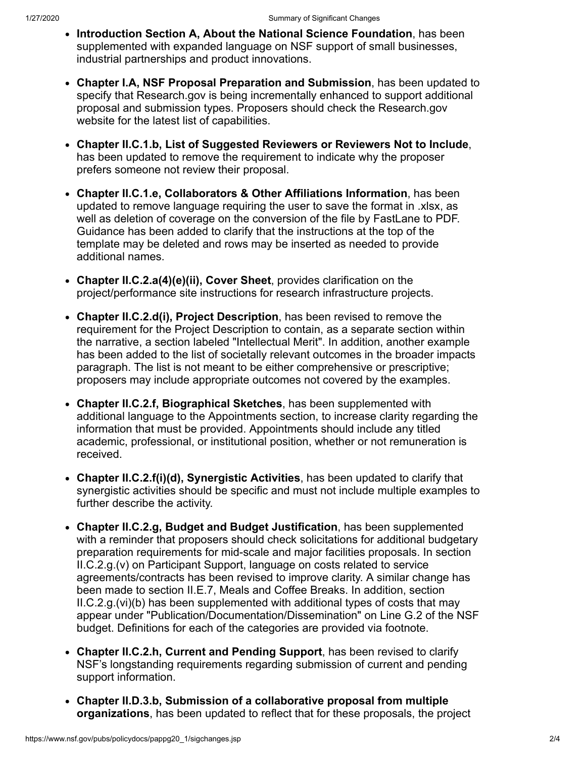- **Introduction Section A, About the National Science Foundation**, has been supplemented with expanded language on NSF support of small businesses, industrial partnerships and product innovations.

- **Chapter I.A, NSF Proposal Preparation and Submission**, has been updated to specify that Research.gov is being incrementally enhanced to support additional proposal and submission types. Proposers should check the Research.gov website for the latest list of capabilities.

- **Chapter II.C.1.b, List of Suggested Reviewers or Reviewers Not to Include**, has been updated to remove the requirement to indicate why the proposer prefers someone not review their proposal.

- **Chapter II.C.1.e, Collaborators & Other Affiliations Information**, has been updated to remove language requiring the user to save the format in .xlsx, as well as deletion of coverage on the conversion of the file by FastLane to PDF. Guidance has been added to clarify that the instructions at the top of the template may be deleted and rows may be inserted as needed to provide additional names.

- **Chapter II.C.2.a(4)(e)(ii), Cover Sheet**, provides clarification on the project/performance site instructions for research infrastructure projects.

- **Chapter II.C.2.d(i), Project Description**, has been revised to remove the requirement for the Project Description to contain, as a separate section within the narrative, a section labeled "Intellectual Merit". In addition, another example has been added to the list of societally relevant outcomes in the broader impacts paragraph. The list is not meant to be either comprehensive or prescriptive; proposers may include appropriate outcomes not covered by the examples.

- **Chapter II.C.2.f, Biographical Sketches**, has been supplemented with additional language to the Appointments section, to increase clarity regarding the information that must be provided. Appointments should include any titled academic, professional, or institutional position, whether or not remuneration is received.

- **Chapter II.C.2.f(i)(d), Synergistic Activities**, has been updated to clarify that synergistic activities should be specific and must not include multiple examples to further describe the activity.

- **Chapter II.C.2.g, Budget and Budget Justification**, has been supplemented with a reminder that proposers should check solicitations for additional budgetary preparation requirements for mid-scale and major facilities proposals. In section II.C.2.g.(v) on Participant Support, language on costs related to service agreements/contracts has been revised to improve clarity. A similar change has been made to section II.E.7, Meals and Coffee Breaks. In addition, section II.C.2.g.(vi)(b) has been supplemented with additional types of costs that may appear under "Publication/Documentation/Dissemination" on Line G.2 of the NSF budget. Definitions for each of the categories are provided via footnote.

- **Chapter II.C.2.h, Current and Pending Support**, has been revised to clarify NSF's longstanding requirements regarding submission of current and pending support information.

- **Chapter II.D.3.b, Submission of a collaborative proposal from multiple organizations**, has been updated to reflect that for these proposals, the project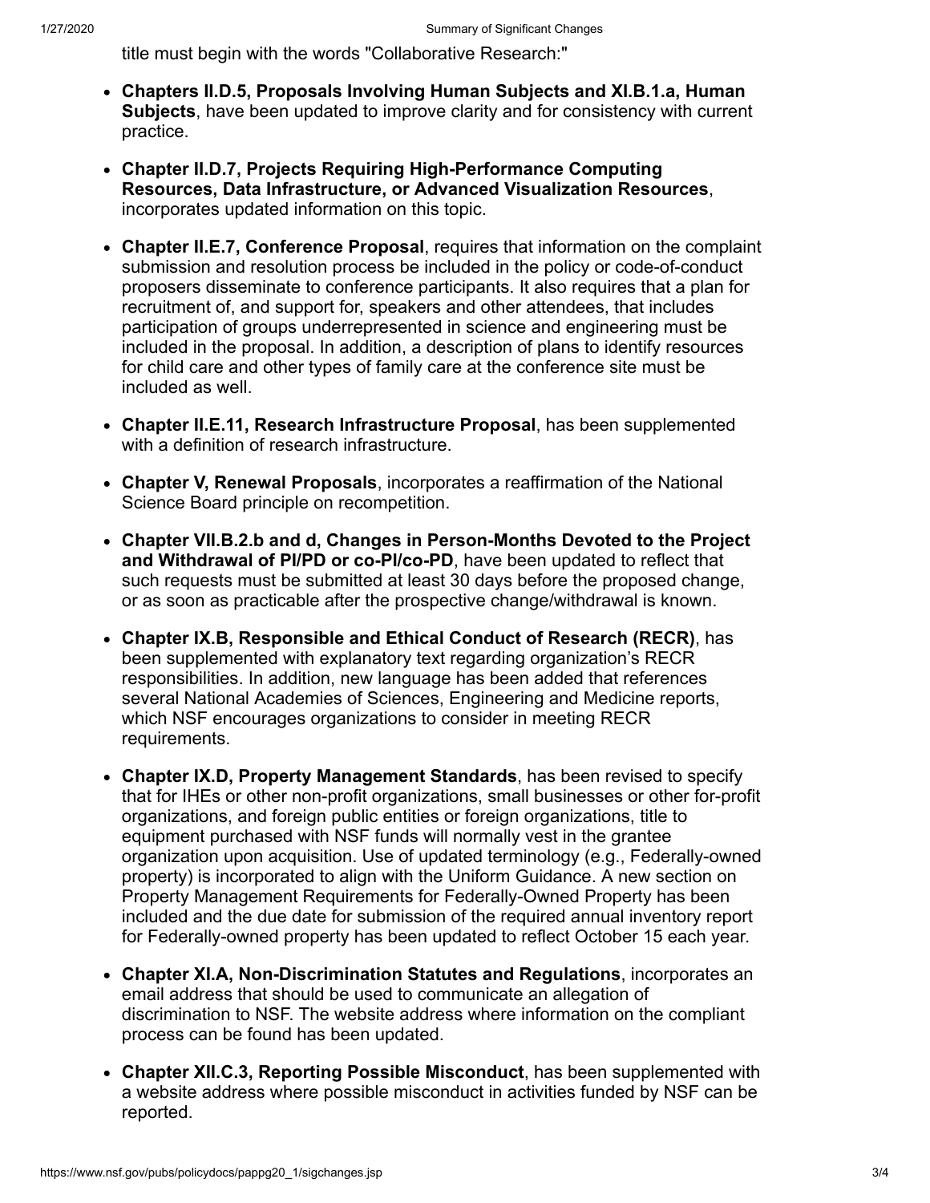title must begin with the words "Collaborative Research:"

- **Chapters II.D.5, Proposals Involving Human Subjects and XI.B.1.a, Human Subjects**, have been updated to improve clarity and for consistency with current practice.
- **Chapter II.D.7, Projects Requiring High-Performance Computing Resources, Data Infrastructure, or Advanced Visualization Resources**, incorporates updated information on this topic.
- **Chapter II.E.7, Conference Proposal**, requires that information on the complaint submission and resolution process be included in the policy or code-of-conduct proposers disseminate to conference participants. It also requires that a plan for recruitment of, and support for, speakers and other attendees, that includes participation of groups underrepresented in science and engineering must be included in the proposal. In addition, a description of plans to identify resources for child care and other types of family care at the conference site must be included as well.
- **Chapter II.E.11, Research Infrastructure Proposal**, has been supplemented with a definition of research infrastructure.
- **Chapter V, Renewal Proposals**, incorporates a reaffirmation of the National Science Board principle on recompetition.
- **Chapter VII.B.2.b and d, Changes in Person-Months Devoted to the Project and Withdrawal of PI/PD or co-PI/co-PD**, have been updated to reflect that such requests must be submitted at least 30 days before the proposed change, or as soon as practicable after the prospective change/withdrawal is known.
- **Chapter IX.B, Responsible and Ethical Conduct of Research (RECR)**, has been supplemented with explanatory text regarding organization's RECR responsibilities. In addition, new language has been added that references several National Academies of Sciences, Engineering and Medicine reports, which NSF encourages organizations to consider in meeting RECR requirements.
- **Chapter IX.D, Property Management Standards**, has been revised to specify that for IHEs or other non-profit organizations, small businesses or other for-profit organizations, and foreign public entities or foreign organizations, title to equipment purchased with NSF funds will normally vest in the grantee organization upon acquisition. Use of updated terminology (e.g., Federally-owned property) is incorporated to align with the Uniform Guidance. A new section on Property Management Requirements for Federally-Owned Property has been included and the due date for submission of the required annual inventory report for Federally-owned property has been updated to reflect October 15 each year.
- **Chapter XI.A, Non-Discrimination Statutes and Regulations**, incorporates an email address that should be used to communicate an allegation of discrimination to NSF. The website address where information on the compliant process can be found has been updated.
- **Chapter XII.C.3, Reporting Possible Misconduct**, has been supplemented with a website address where possible misconduct in activities funded by NSF can be reported.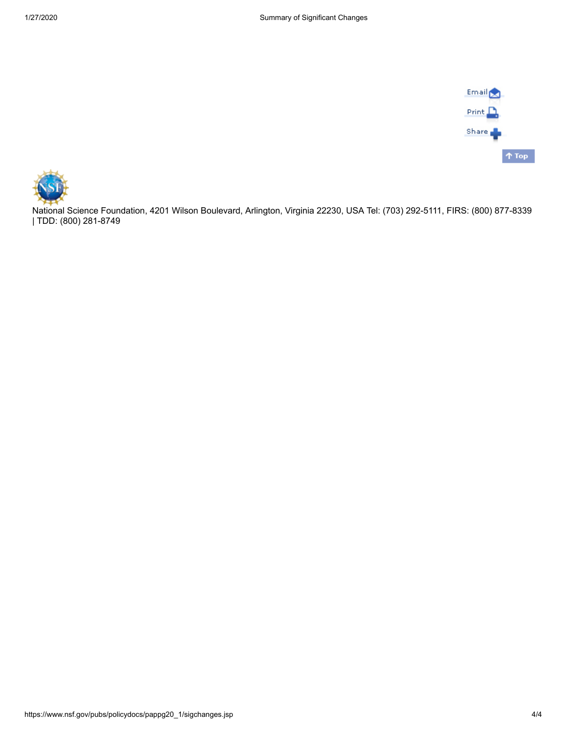Email

Print

Share

Top

National Science Foundation, 4201 Wilson Boulevard, Arlington, Virginia 22230, USA Tel: (703) 292-5111, FIRS: (800) 877-8339 | TDD: (800) 281-8749